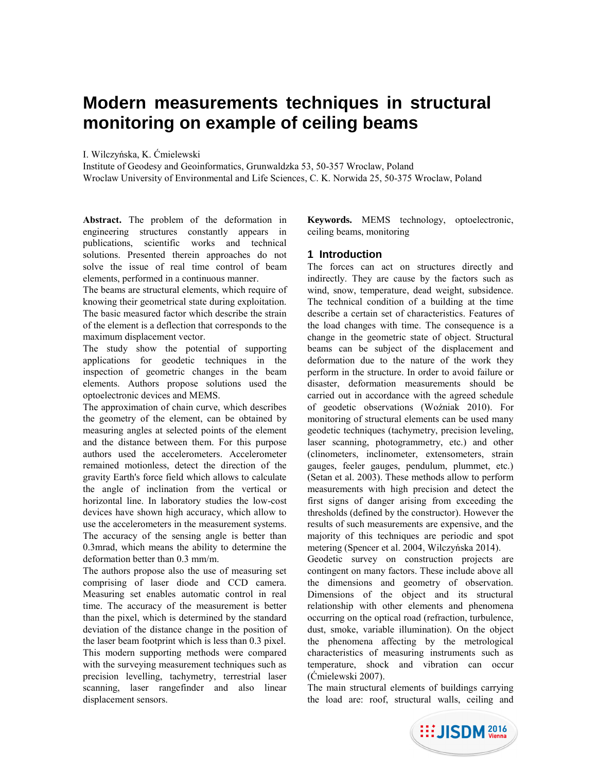# Modern measurements techniques in structural monitoring on example of ceiling beams

I. Wilczyńska, K. Ćmielewski
Institute of Geodesy and Geoinformatics, Grunwaldzka 53, 50-357 Wroclaw, Poland
Wroclaw University of Environmental and Life Sciences, C. K. Norwida 25, 50-375 Wroclaw, Poland

**Abstract.** The problem of the deformation in engineering structures constantly appears in publications, scientific works and technical solutions. Presented therein approaches do not solve the issue of real time control of beam elements, performed in a continuous manner.

The beams are structural elements, which require of knowing their geometrical state during exploitation. The basic measured factor which describe the strain of the element is a deflection that corresponds to the maximum displacement vector.

The study show the potential of supporting applications for geodetic techniques in the inspection of geometric changes in the beam elements. Authors propose solutions used the optoelectronic devices and MEMS.

The approximation of chain curve, which describes the geometry of the element, can be obtained by measuring angles at selected points of the element and the distance between them. For this purpose authors used the accelerometers. Accelerometer remained motionless, detect the direction of the gravity Earth's force field which allows to calculate the angle of inclination from the vertical or horizontal line. In laboratory studies the low-cost devices have shown high accuracy, which allow to use the accelerometers in the measurement systems. The accuracy of the sensing angle is better than 0.3mrad, which means the ability to determine the deformation better than 0.3 mm/m.

The authors propose also the use of measuring set comprising of laser diode and CCD camera. Measuring set enables automatic control in real time. The accuracy of the measurement is better than the pixel, which is determined by the standard deviation of the distance change in the position of the laser beam footprint which is less than 0.3 pixel. This modern supporting methods were compared with the surveying measurement techniques such as precision levelling, tachymetry, terrestrial laser scanning, laser rangefinder and also linear displacement sensors.

**Keywords.** MEMS technology, optoelectronic, ceiling beams, monitoring

## 1 Introduction

The forces can act on structures directly and indirectly. They are cause by the factors such as wind, snow, temperature, dead weight, subsidence. The technical condition of a building at the time describe a certain set of characteristics. Features of the load changes with time. The consequence is a change in the geometric state of object. Structural beams can be subject of the displacement and deformation due to the nature of the work they perform in the structure. In order to avoid failure or disaster, deformation measurements should be carried out in accordance with the agreed schedule of geodetic observations (Woźniak 2010). For monitoring of structural elements can be used many geodetic techniques (tachymetry, precision leveling, laser scanning, photogrammetry, etc.) and other (clinometers, inclinometer, extensometers, strain gauges, feeler gauges, pendulum, plummet, etc.) (Setan et al. 2003). These methods allow to perform measurements with high precision and detect the first signs of danger arising from exceeding the thresholds (defined by the constructor). However the results of such measurements are expensive, and the majority of this techniques are periodic and spot metering (Spencer et al. 2004, Wilczyńska 2014).

Geodetic survey on construction projects are contingent on many factors. These include above all the dimensions and geometry of observation. Dimensions of the object and its structural relationship with other elements and phenomena occurring on the optical road (refraction, turbulence, dust, smoke, variable illumination). On the object the phenomena affecting by the metrological characteristics of measuring instruments such as temperature, shock and vibration can occur (Ćmielewski 2007).

The main structural elements of buildings carrying the load are: roof, structural walls, ceiling and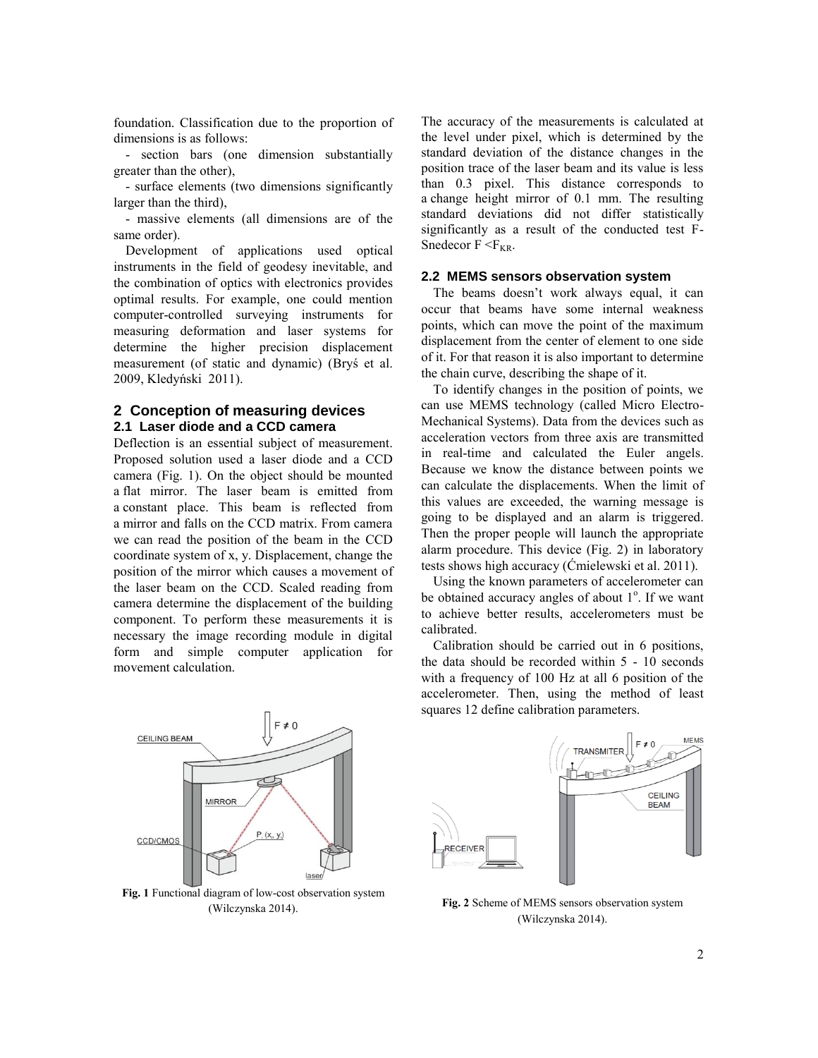foundation. Classification due to the proportion of dimensions is as follows:

- section bars (one dimension substantially greater than the other),
- surface elements (two dimensions significantly larger than the third),
- massive elements (all dimensions are of the same order).

Development of applications used optical instruments in the field of geodesy inevitable, and the combination of optics with electronics provides optimal results. For example, one could mention computer-controlled surveying instruments for measuring deformation and laser systems for determine the higher precision displacement measurement (of static and dynamic) (Bryś et al. 2009, Kledyński 2011).

## 2 Conception of measuring devices

### 2.1 Laser diode and a CCD camera

Deflection is an essential subject of measurement. Proposed solution used a laser diode and a CCD camera (Fig. 1). On the object should be mounted a flat mirror. The laser beam is emitted from a constant place. This beam is reflected from a mirror and falls on the CCD matrix. From camera we can read the position of the beam in the CCD coordinate system of x, y. Displacement, change the position of the mirror which causes a movement of the laser beam on the CCD. Scaled reading from camera determine the displacement of the building component. To perform these measurements it is necessary the image recording module in digital form and simple computer application for movement calculation.

**Fig. 1** Functional diagram of low-cost observation system (Wilczynska 2014).

The accuracy of the measurements is calculated at the level under pixel, which is determined by the standard deviation of the distance changes in the position trace of the laser beam and its value is less than 0.3 pixel. This distance corresponds to a change height mirror of 0.1 mm. The resulting standard deviations did not differ statistically significantly as a result of the conducted test F-Snedecor $F < F_{KR}$.

### 2.2 MEMS sensors observation system

The beams doesn't work always equal, it can occur that beams have some internal weakness points, which can move the point of the maximum displacement from the center of element to one side of it. For that reason it is also important to determine the chain curve, describing the shape of it.

To identify changes in the position of points, we can use MEMS technology (called Micro Electro-Mechanical Systems). Data from the devices such as acceleration vectors from three axis are transmitted in real-time and calculated the Euler angels. Because we know the distance between points we can calculate the displacements. When the limit of this values are exceeded, the warning message is going to be displayed and an alarm is triggered. Then the proper people will launch the appropriate alarm procedure. This device (Fig. 2) in laboratory tests shows high accuracy (Ćmielewski et al. 2011).

Using the known parameters of accelerometer can be obtained accuracy angles of about $1^{o}$. If we want to achieve better results, accelerometers must be calibrated.

Calibration should be carried out in 6 positions, the data should be recorded within 5 - 10 seconds with a frequency of 100 Hz at all 6 position of the accelerometer. Then, using the method of least squares 12 define calibration parameters.

**Fig. 2** Scheme of MEMS sensors observation system (Wilczynska 2014).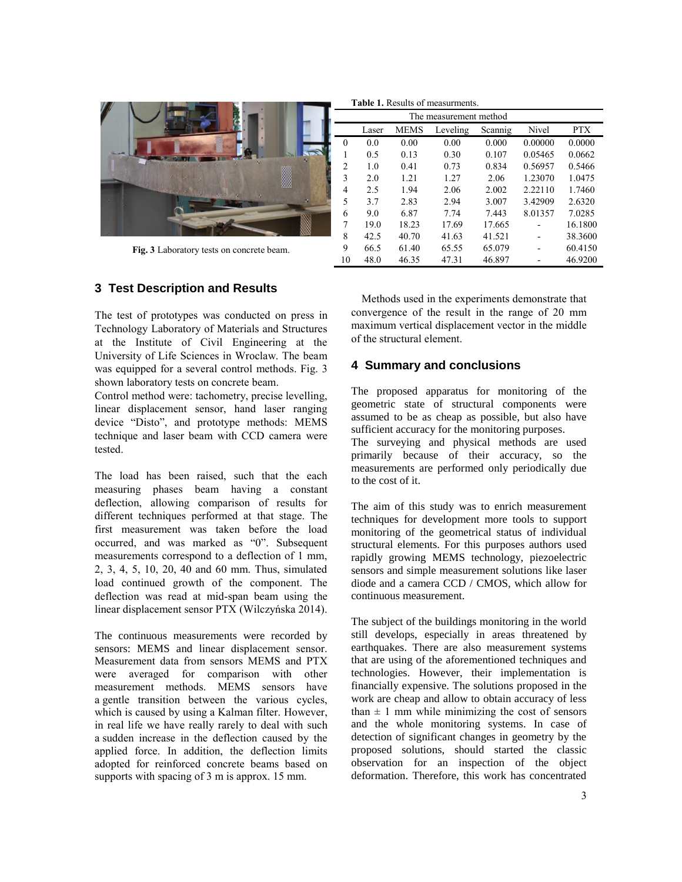Fig. 3 Laboratory tests on concrete beam.

**Table 1.** Results of measurments.

| | The measurement method | | | | | |
|---|---|---|---|---|---|---|
| | Laser | MEMS | Leveling | Scannig | Nivel | PTX |
| 0 | 0.0 | 0.00 | 0.00 | 0.000 | 0.00000 | 0.0000 |
| 1 | 0.5 | 0.13 | 0.30 | 0.107 | 0.05465 | 0.0662 |
| 2 | 1.0 | 0.41 | 0.73 | 0.834 | 0.56957 | 0.5466 |
| 3 | 2.0 | 1.21 | 1.27 | 2.06 | 1.23070 | 1.0475 |
| 4 | 2.5 | 1.94 | 2.06 | 2.002 | 2.22110 | 1.7460 |
| 5 | 3.7 | 2.83 | 2.94 | 3.007 | 3.42909 | 2.6320 |
| 6 | 9.0 | 6.87 | 7.74 | 7.443 | 8.01357 | 7.0285 |
| 7 | 19.0 | 18.23 | 17.69 | 17.665 | - | 16.1800 |
| 8 | 42.5 | 40.70 | 41.63 | 41.521 | - | 38.3600 |
| 9 | 66.5 | 61.40 | 65.55 | 65.079 | - | 60.4150 |
| 10 | 48.0 | 46.35 | 47.31 | 46.897 | - | 46.9200 |

## 3 Test Description and Results

The test of prototypes was conducted on press in Technology Laboratory of Materials and Structures at the Institute of Civil Engineering at the University of Life Sciences in Wroclaw. The beam was equipped for a several control methods. Fig. 3 shown laboratory tests on concrete beam.
Control method were: tachometry, precise levelling, linear displacement sensor, hand laser ranging device "Disto", and prototype methods: MEMS technique and laser beam with CCD camera were tested.

The load has been raised, such that the each measuring phases beam having a constant deflection, allowing comparison of results for different techniques performed at that stage. The first measurement was taken before the load occurred, and was marked as "0". Subsequent measurements correspond to a deflection of 1 mm, 2, 3, 4, 5, 10, 20, 40 and 60 mm. Thus, simulated load continued growth of the component. The deflection was read at mid-span beam using the linear displacement sensor PTX (Wilczyńska 2014).

The continuous measurements were recorded by sensors: MEMS and linear displacement sensor. Measurement data from sensors MEMS and PTX were averaged for comparison with other measurement methods. MEMS sensors have a gentle transition between the various cycles, which is caused by using a Kalman filter. However, in real life we have really rarely to deal with such a sudden increase in the deflection caused by the applied force. In addition, the deflection limits adopted for reinforced concrete beams based on supports with spacing of 3 m is approx. 15 mm.

Methods used in the experiments demonstrate that convergence of the result in the range of 20 mm maximum vertical displacement vector in the middle of the structural element.

## 4 Summary and conclusions

The proposed apparatus for monitoring of the geometric state of structural components were assumed to be as cheap as possible, but also have sufficient accuracy for the monitoring purposes.
The surveying and physical methods are used primarily because of their accuracy, so the measurements are performed only periodically due to the cost of it.

The aim of this study was to enrich measurement techniques for development more tools to support monitoring of the geometrical status of individual structural elements. For this purposes authors used rapidly growing MEMS technology, piezoelectric sensors and simple measurement solutions like laser diode and a camera CCD / CMOS, which allow for continuous measurement.

The subject of the buildings monitoring in the world still develops, especially in areas threatened by earthquakes. There are also measurement systems that are using of the aforementioned techniques and technologies. However, their implementation is financially expensive. The solutions proposed in the work are cheap and allow to obtain accuracy of less than ± 1 mm while minimizing the cost of sensors and the whole monitoring systems. In case of detection of significant changes in geometry by the proposed solutions, should started the classic observation for an inspection of the object deformation. Therefore, this work has concentrated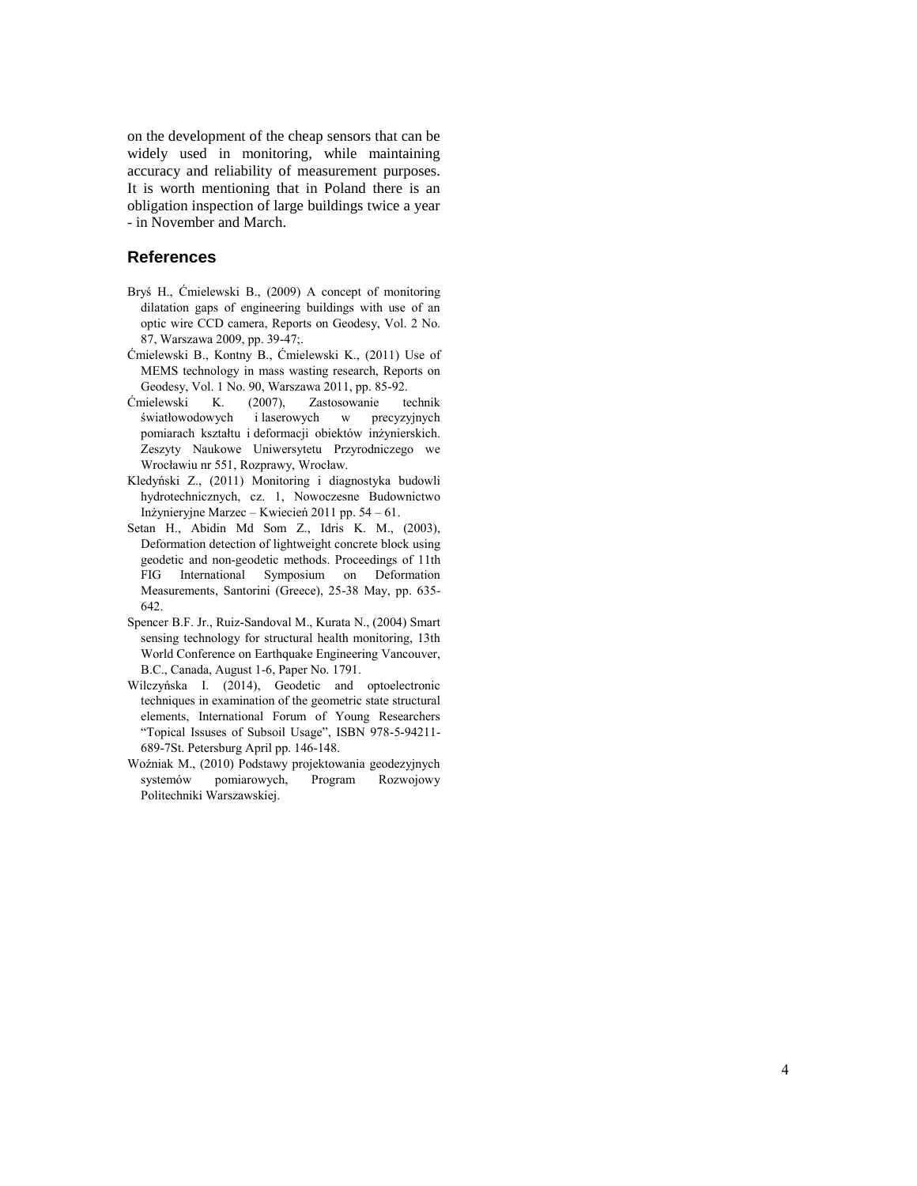on the development of the cheap sensors that can be widely used in monitoring, while maintaining accuracy and reliability of measurement purposes. It is worth mentioning that in Poland there is an obligation inspection of large buildings twice a year - in November and March.

## References

Bryś H., Ćmielewski B., (2009) A concept of monitoring dilatation gaps of engineering buildings with use of an optic wire CCD camera, Reports on Geodesy, Vol. 2 No. 87, Warszawa 2009, pp. 39-47;.

Ćmielewski B., Kontny B., Ćmielewski K., (2011) Use of MEMS technology in mass wasting research, Reports on Geodesy, Vol. 1 No. 90, Warszawa 2011, pp. 85-92.

Ćmielewski K. (2007), Zastosowanie technik światłowodowych i laserowych w precyzyjnych pomiarach kształtu i deformacji obiektów inżynierskich. Zeszyty Naukowe Uniwersytetu Przyrodniczego we Wrocławiu nr 551, Rozprawy, Wrocław.

Kledyński Z., (2011) Monitoring i diagnostyka budowli hydrotechnicznych, cz. 1, Nowoczesne Budownictwo Inżynieryjne Marzec – Kwiecień 2011 pp. 54 – 61.

Setan H., Abidin Md Som Z., Idris K. M., (2003), Deformation detection of lightweight concrete block using geodetic and non-geodetic methods. Proceedings of 11th FIG International Symposium on Deformation Measurements, Santorini (Greece), 25-38 May, pp. 635-642.

Spencer B.F. Jr., Ruiz-Sandoval M., Kurata N., (2004) Smart sensing technology for structural health monitoring, 13th World Conference on Earthquake Engineering Vancouver, B.C., Canada, August 1-6, Paper No. 1791.

Wilczyńska I. (2014), Geodetic and optoelectronic techniques in examination of the geometric state structural elements, International Forum of Young Researchers "Topical Issuses of Subsoil Usage", ISBN 978-5-94211-689-7St. Petersburg April pp. 146-148.

Woźniak M., (2010) Podstawy projektowania geodezyjnych systemów pomiarowych, Program Rozwojowy Politechniki Warszawskiej.